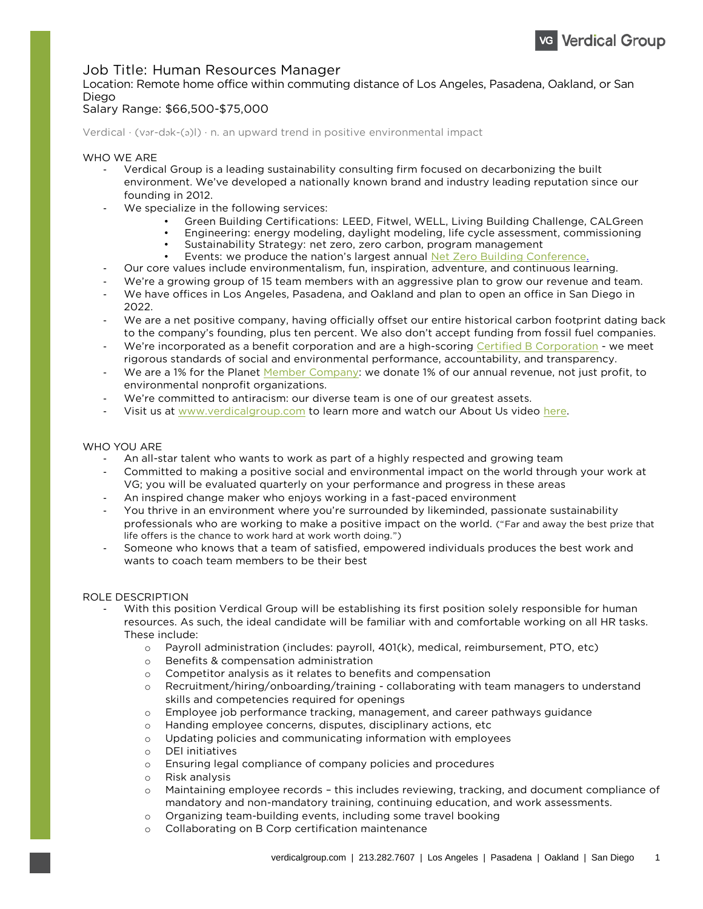# Job Title: Human Resources Manager

Location: Remote home office within commuting distance of Los Angeles, Pasadena, Oakland, or San Diego

Salary Range: $66,500-$75,000

Verdical · (vər-dək-(ə)l) · n. an upward trend in positive environmental impact

## WHO WE ARE

- Verdical Group is a leading sustainability consulting firm focused on decarbonizing the built environment. We've developed a nationally known brand and industry leading reputation since our founding in 2012.
- We specialize in the following services:
  - Green Building Certifications: LEED, Fitwel, WELL, Living Building Challenge, CALGreen
  - Engineering: energy modeling, daylight modeling, life cycle assessment, commissioning
  - Sustainability Strategy: net zero, zero carbon, program management
  - Events: we produce the nation's largest annual Net Zero Building Conference.
- Our core values include environmentalism, fun, inspiration, adventure, and continuous learning.
- We're a growing group of 15 team members with an aggressive plan to grow our revenue and team.
- We have offices in Los Angeles, Pasadena, and Oakland and plan to open an office in San Diego in 2022.
- We are a net positive company, having officially offset our entire historical carbon footprint dating back to the company's founding, plus ten percent. We also don't accept funding from fossil fuel companies.
- We're incorporated as a benefit corporation and are a high-scoring Certified B Corporation - we meet rigorous standards of social and environmental performance, accountability, and transparency.
- We are a 1% for the Planet Member Company: we donate 1% of our annual revenue, not just profit, to environmental nonprofit organizations.
- We're committed to antiracism: our diverse team is one of our greatest assets.
- Visit us at www.verdicalgroup.com to learn more and watch our About Us video here.

## WHO YOU ARE

- An all-star talent who wants to work as part of a highly respected and growing team
- Committed to making a positive social and environmental impact on the world through your work at VG; you will be evaluated quarterly on your performance and progress in these areas
- An inspired change maker who enjoys working in a fast-paced environment
- You thrive in an environment where you're surrounded by likeminded, passionate sustainability professionals who are working to make a positive impact on the world. ("Far and away the best prize that life offers is the chance to work hard at work worth doing.")
- Someone who knows that a team of satisfied, empowered individuals produces the best work and wants to coach team members to be their best

## ROLE DESCRIPTION

- With this position Verdical Group will be establishing its first position solely responsible for human resources. As such, the ideal candidate will be familiar with and comfortable working on all HR tasks. These include:
  - Payroll administration (includes: payroll, 401(k), medical, reimbursement, PTO, etc)
  - Benefits & compensation administration
  - Competitor analysis as it relates to benefits and compensation
  - Recruitment/hiring/onboarding/training - collaborating with team managers to understand skills and competencies required for openings
  - Employee job performance tracking, management, and career pathways guidance
  - Handing employee concerns, disputes, disciplinary actions, etc
  - Updating policies and communicating information with employees
  - DEI initiatives
  - Ensuring legal compliance of company policies and procedures
  - Risk analysis
  - Maintaining employee records – this includes reviewing, tracking, and document compliance of mandatory and non-mandatory training, continuing education, and work assessments.
  - Organizing team-building events, including some travel booking
  - Collaborating on B Corp certification maintenance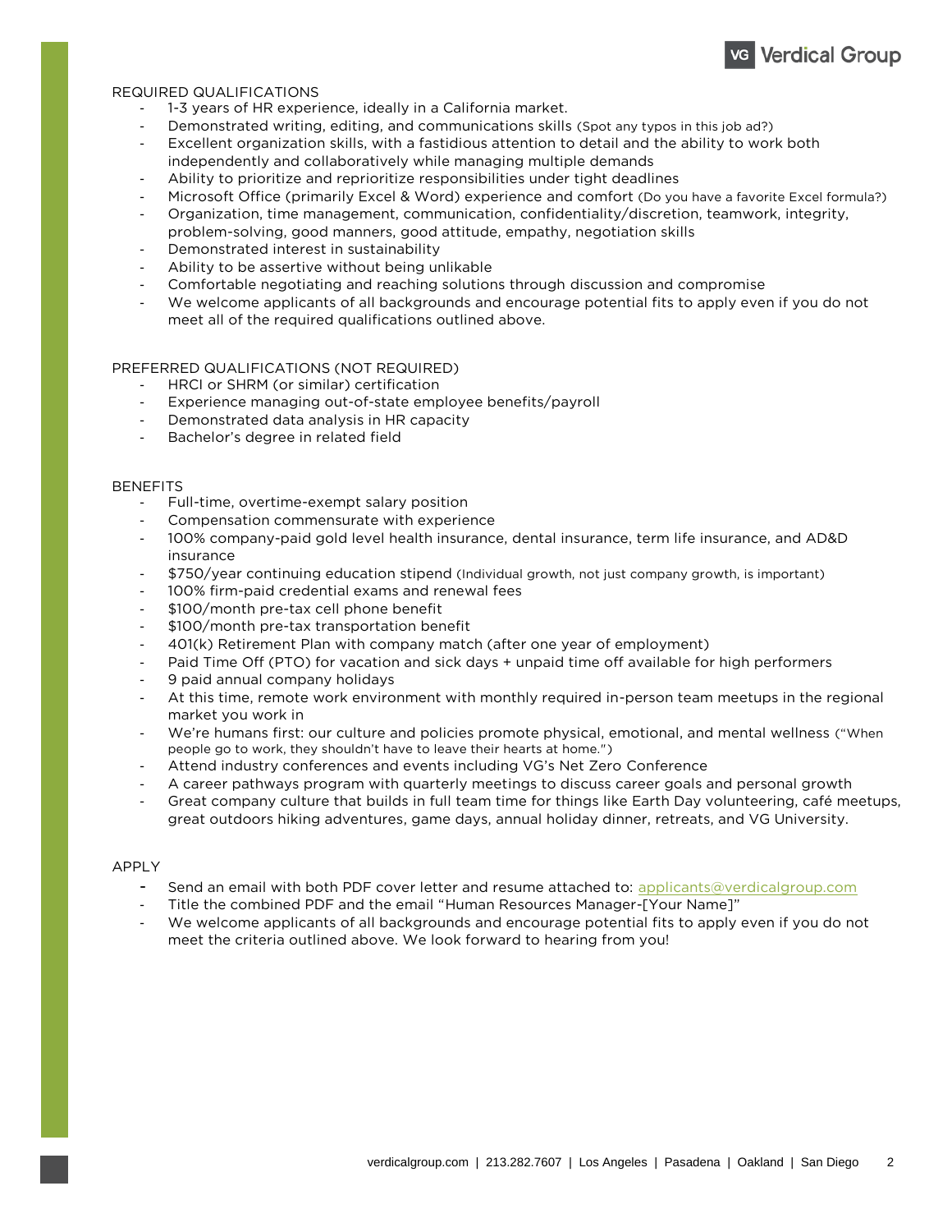## REQUIRED QUALIFICATIONS

- 1-3 years of HR experience, ideally in a California market.
- Demonstrated writing, editing, and communications skills (Spot any typos in this job ad?)
- Excellent organization skills, with a fastidious attention to detail and the ability to work both independently and collaboratively while managing multiple demands
- Ability to prioritize and reprioritize responsibilities under tight deadlines
- Microsoft Office (primarily Excel & Word) experience and comfort (Do you have a favorite Excel formula?)
- Organization, time management, communication, confidentiality/discretion, teamwork, integrity, problem-solving, good manners, good attitude, empathy, negotiation skills
- Demonstrated interest in sustainability
- Ability to be assertive without being unlikable
- Comfortable negotiating and reaching solutions through discussion and compromise
- We welcome applicants of all backgrounds and encourage potential fits to apply even if you do not meet all of the required qualifications outlined above.

## PREFERRED QUALIFICATIONS (NOT REQUIRED)

- HRCI or SHRM (or similar) certification
- Experience managing out-of-state employee benefits/payroll
- Demonstrated data analysis in HR capacity
- Bachelor's degree in related field

## BENEFITS

- Full-time, overtime-exempt salary position
- Compensation commensurate with experience
- 100% company-paid gold level health insurance, dental insurance, term life insurance, and AD&D insurance
- $750/year continuing education stipend (Individual growth, not just company growth, is important)
- 100% firm-paid credential exams and renewal fees
- $100/month pre-tax cell phone benefit
- $100/month pre-tax transportation benefit
- 401(k) Retirement Plan with company match (after one year of employment)
- Paid Time Off (PTO) for vacation and sick days + unpaid time off available for high performers
- 9 paid annual company holidays
- At this time, remote work environment with monthly required in-person team meetups in the regional market you work in
- We're humans first: our culture and policies promote physical, emotional, and mental wellness ("When people go to work, they shouldn't have to leave their hearts at home.")
- Attend industry conferences and events including VG's Net Zero Conference
- A career pathways program with quarterly meetings to discuss career goals and personal growth
- Great company culture that builds in full team time for things like Earth Day volunteering, café meetups, great outdoors hiking adventures, game days, annual holiday dinner, retreats, and VG University.

## APPLY

- Send an email with both PDF cover letter and resume attached to: applicants@verdicalgroup.com
- Title the combined PDF and the email "Human Resources Manager-[Your Name]"
- We welcome applicants of all backgrounds and encourage potential fits to apply even if you do not meet the criteria outlined above. We look forward to hearing from you!